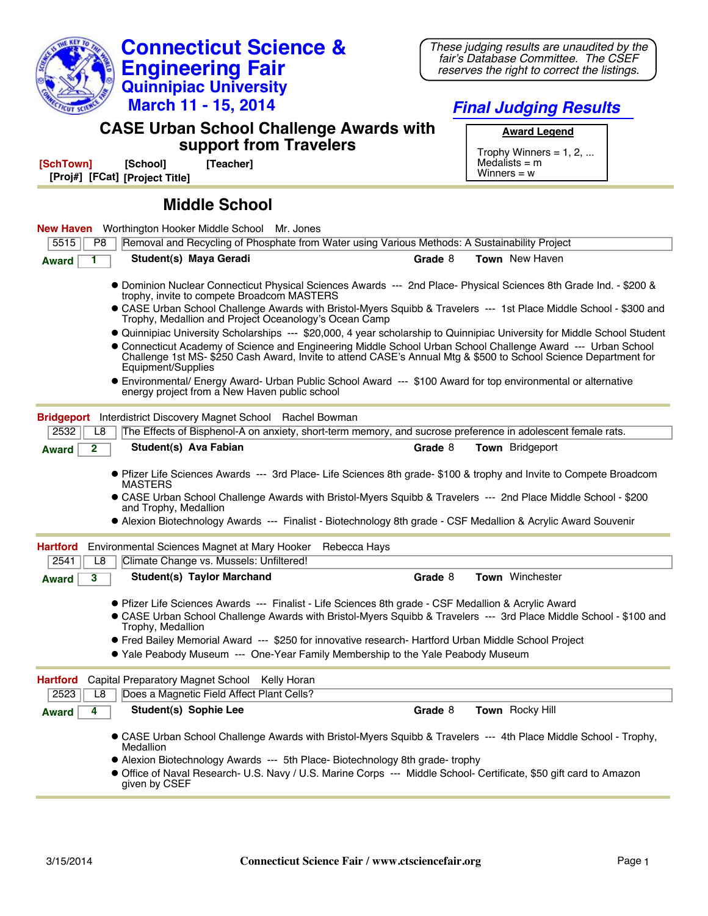# Connecticut Science & Engineering Fair

## Quinnipiac University

## March 11 - 15, 2014

*These judging results are unaudited by the fair's Database Committee. The CSEF reserves the right to correct the listings.*

## *Final Judging Results*

## CASE Urban School Challenge Awards with support from Travelers

**Award Legend**

Trophy Winners = 1, 2, ...
Medalists = m
Winners = w

**[SchTown]** **[School]** **[Teacher]**
**[Proj#]** **[FCat]** **[Project Title]**

## Middle School

**New Haven** Worthington Hooker Middle School Mr. Jones

| 5515 | P8 | Removal and Recycling of Phosphate from Water using Various Methods: A Sustainability Project |
|---|---|---|

**Award** 1 **Student(s)** **Maya Geradi** **Grade** 8 **Town** New Haven

- Dominion Nuclear Connecticut Physical Sciences Awards --- 2nd Place- Physical Sciences 8th Grade Ind. - $200 & trophy, invite to compete Broadcom MASTERS
- CASE Urban School Challenge Awards with Bristol-Myers Squibb & Travelers --- 1st Place Middle School - $300 and Trophy, Medallion and Project Oceanology's Ocean Camp
- Quinnipiac University Scholarships --- $20,000, 4 year scholarship to Quinnipiac University for Middle School Student
- Connecticut Academy of Science and Engineering Middle School Urban School Challenge Award --- Urban School Challenge 1st MS- $250 Cash Award, Invite to attend CASE's Annual Mtg & $500 to School Science Department for Equipment/Supplies
- Environmental/ Energy Award- Urban Public School Award --- $100 Award for top environmental or alternative energy project from a New Haven public school

---

**Bridgeport** Interdistrict Discovery Magnet School Rachel Bowman

| 2532 | L8 | The Effects of Bisphenol-A on anxiety, short-term memory, and sucrose preference in adolescent female rats. |
|---|---|---|

**Award** 2 **Student(s)** **Ava Fabian** **Grade** 8 **Town** Bridgeport

- Pfizer Life Sciences Awards --- 3rd Place- Life Sciences 8th grade- $100 & trophy and Invite to Compete Broadcom MASTERS
- CASE Urban School Challenge Awards with Bristol-Myers Squibb & Travelers --- 2nd Place Middle School - $200 and Trophy, Medallion
- Alexion Biotechnology Awards --- Finalist - Biotechnology 8th grade - CSF Medallion & Acrylic Award Souvenir

---

**Hartford** Environmental Sciences Magnet at Mary Hooker Rebecca Hays

| 2541 | L8 | Climate Change vs. Mussels: Unfiltered! |
|---|---|---|

**Award** 3 **Student(s)** **Taylor Marchand** **Grade** 8 **Town** Winchester

- Pfizer Life Sciences Awards --- Finalist - Life Sciences 8th grade - CSF Medallion & Acrylic Award
- CASE Urban School Challenge Awards with Bristol-Myers Squibb & Travelers --- 3rd Place Middle School - $100 and Trophy, Medallion
- Fred Bailey Memorial Award --- $250 for innovative research- Hartford Urban Middle School Project
- Yale Peabody Museum --- One-Year Family Membership to the Yale Peabody Museum

---

**Hartford** Capital Preparatory Magnet School Kelly Horan

| 2523 | L8 | Does a Magnetic Field Affect Plant Cells? |
|---|---|---|

**Award** 4 **Student(s)** **Sophie Lee** **Grade** 8 **Town** Rocky Hill

- CASE Urban School Challenge Awards with Bristol-Myers Squibb & Travelers --- 4th Place Middle School - Trophy, Medallion
- Alexion Biotechnology Awards --- 5th Place- Biotechnology 8th grade- trophy
- Office of Naval Research- U.S. Navy / U.S. Marine Corps --- Middle School- Certificate, $50 gift card to Amazon given by CSEF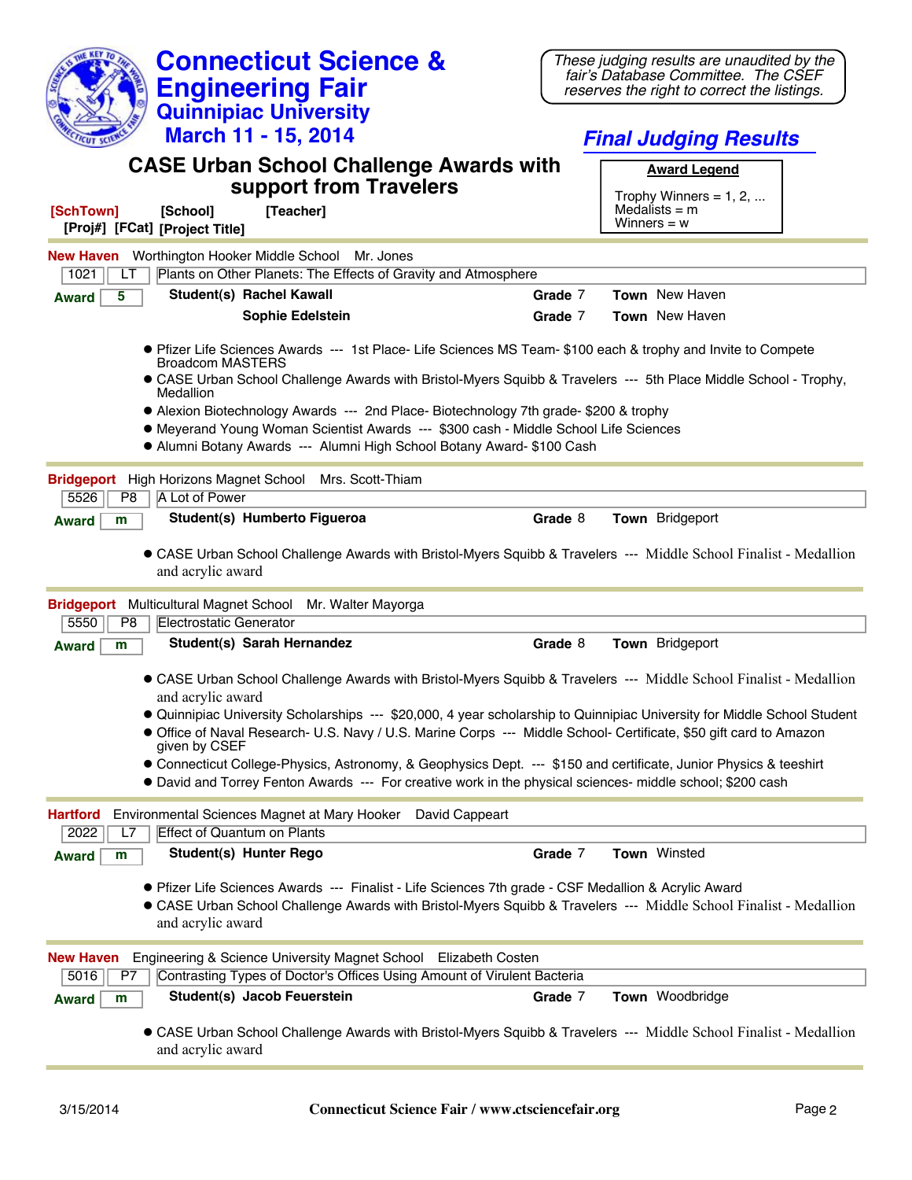# Connecticut Science & Engineering Fair

## Quinnipiac University

## March 11 - 15, 2014

*These judging results are unaudited by the fair's Database Committee. The CSEF reserves the right to correct the listings.*

## *Final Judging Results*

## CASE Urban School Challenge Awards with support from Travelers

**Award Legend**

Trophy Winners = 1, 2, ...
Medalists = m
Winners = w

**[SchTown]** **[School]** **[Teacher]**
**[Proj#]** **[FCat]** **[Project Title]**

---

**New Haven** Worthington Hooker Middle School Mr. Jones

| 1021 | LT | Plants on Other Planets: The Effects of Gravity and Atmosphere |
|---|---|---|

**Award** 5 **Student(s)** **Rachel Kawall** **Grade** 7 **Town** New Haven
**Sophie Edelstein** **Grade** 7 **Town** New Haven

- Pfizer Life Sciences Awards --- 1st Place- Life Sciences MS Team- $100 each & trophy and Invite to Compete Broadcom MASTERS
- CASE Urban School Challenge Awards with Bristol-Myers Squibb & Travelers --- 5th Place Middle School - Trophy, Medallion
- Alexion Biotechnology Awards --- 2nd Place- Biotechnology 7th grade- $200 & trophy
- Meyerand Young Woman Scientist Awards --- $300 cash - Middle School Life Sciences
- Alumni Botany Awards --- Alumni High School Botany Award- $100 Cash

---

**Bridgeport** High Horizons Magnet School Mrs. Scott-Thiam

| 5526 | P8 | A Lot of Power |
|---|---|---|

**Award** m **Student(s)** **Humberto Figueroa** **Grade** 8 **Town** Bridgeport

- CASE Urban School Challenge Awards with Bristol-Myers Squibb & Travelers --- Middle School Finalist - Medallion and acrylic award

---

**Bridgeport** Multicultural Magnet School Mr. Walter Mayorga

| 5550 | P8 | Electrostatic Generator |
|---|---|---|

**Award** m **Student(s)** **Sarah Hernandez** **Grade** 8 **Town** Bridgeport

- CASE Urban School Challenge Awards with Bristol-Myers Squibb & Travelers --- Middle School Finalist - Medallion and acrylic award
- Quinnipiac University Scholarships --- $20,000, 4 year scholarship to Quinnipiac University for Middle School Student
- Office of Naval Research- U.S. Navy / U.S. Marine Corps --- Middle School- Certificate, $50 gift card to Amazon given by CSEF
- Connecticut College-Physics, Astronomy, & Geophysics Dept. --- $150 and certificate, Junior Physics & teeshirt
- David and Torrey Fenton Awards --- For creative work in the physical sciences- middle school; $200 cash

---

**Hartford** Environmental Sciences Magnet at Mary Hooker David Cappeart

| 2022 | L7 | Effect of Quantum on Plants |
|---|---|---|

**Award** m **Student(s)** **Hunter Rego** **Grade** 7 **Town** Winsted

- Pfizer Life Sciences Awards --- Finalist - Life Sciences 7th grade - CSF Medallion & Acrylic Award
- CASE Urban School Challenge Awards with Bristol-Myers Squibb & Travelers --- Middle School Finalist - Medallion and acrylic award

---

**New Haven** Engineering & Science University Magnet School Elizabeth Costen

| 5016 | P7 | Contrasting Types of Doctor's Offices Using Amount of Virulent Bacteria |
|---|---|---|

**Award** m **Student(s)** **Jacob Feuerstein** **Grade** 7 **Town** Woodbridge

- CASE Urban School Challenge Awards with Bristol-Myers Squibb & Travelers --- Middle School Finalist - Medallion and acrylic award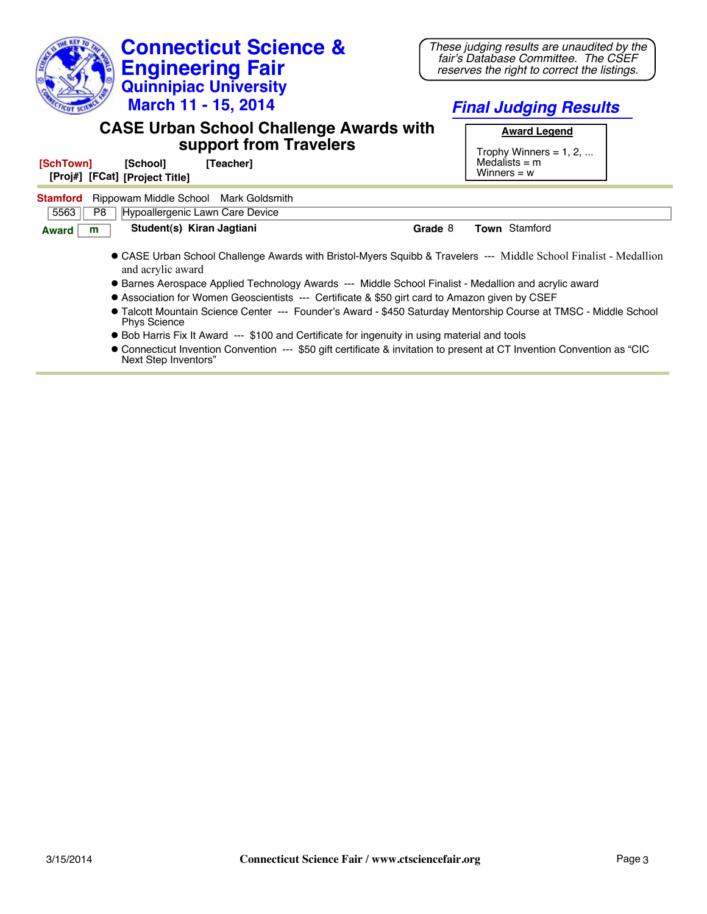# Connecticut Science & Engineering Fair

## Quinnipiac University

## March 11 - 15, 2014

*These judging results are unaudited by the fair's Database Committee. The CSEF reserves the right to correct the listings.*

## *Final Judging Results*

### CASE Urban School Challenge Awards with support from Travelers

**Award Legend**

Trophy Winners = 1, 2, ...
Medalists = m
Winners = w

**[SchTown]** **[School]** **[Teacher]**
**[Proj#]** **[FCat]** **[Project Title]**

**Stamford** Rippowam Middle School Mark Goldsmith

| 5563 | P8 | Hypoallergenic Lawn Care Device |
|---|---|---|

**Award** m **Student(s) Kiran Jagtiani** **Grade** 8 **Town** Stamford

- CASE Urban School Challenge Awards with Bristol-Myers Squibb & Travelers --- Middle School Finalist - Medallion and acrylic award
- Barnes Aerospace Applied Technology Awards --- Middle School Finalist - Medallion and acrylic award
- Association for Women Geoscientists --- Certificate & $50 girt card to Amazon given by CSEF
- Talcott Mountain Science Center --- Founder's Award - $450 Saturday Mentorship Course at TMSC - Middle School Phys Science
- Bob Harris Fix It Award --- $100 and Certificate for ingenuity in using material and tools
- Connecticut Invention Convention --- $50 gift certificate & invitation to present at CT Invention Convention as "CIC Next Step Inventors"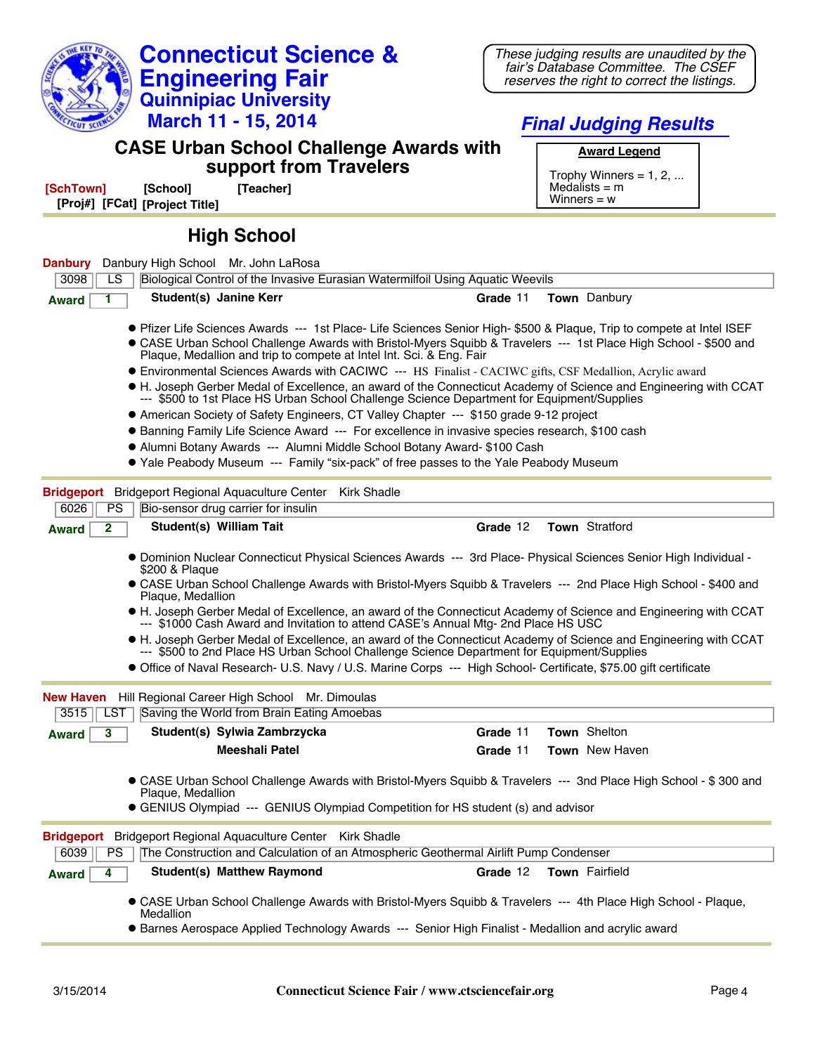# Connecticut Science & Engineering Fair
## Quinnipiac University
## March 11 - 15, 2014

*These judging results are unaudited by the fair's Database Committee. The CSEF reserves the right to correct the listings.*

## *Final Judging Results*

## CASE Urban School Challenge Awards with support from Travelers

**Award Legend**

Trophy Winners = 1, 2, ...
Medalists = m
Winners = w

[SchTown] [School] [Teacher]
[Proj#] [FCat] [Project Title]

## High School

**Danbury** Danbury High School Mr. John LaRosa

3098 | LS | Biological Control of the Invasive Eurasian Watermilfoil Using Aquatic Weevils

**Award** 1 — **Student(s) Janine Kerr** — **Grade** 11 — **Town** Danbury

- Pfizer Life Sciences Awards --- 1st Place- Life Sciences Senior High- $500 & Plaque, Trip to compete at Intel ISEF
- CASE Urban School Challenge Awards with Bristol-Myers Squibb & Travelers --- 1st Place High School - $500 and Plaque, Medallion and trip to compete at Intel Int. Sci. & Eng. Fair
- Environmental Sciences Awards with CACIWC --- HS Finalist - CACIWC gifts, CSF Medallion, Acrylic award
- H. Joseph Gerber Medal of Excellence, an award of the Connecticut Academy of Science and Engineering with CCAT --- $500 to 1st Place HS Urban School Challenge Science Department for Equipment/Supplies
- American Society of Safety Engineers, CT Valley Chapter --- $150 grade 9-12 project
- Banning Family Life Science Award --- For excellence in invasive species research, $100 cash
- Alumni Botany Awards --- Alumni Middle School Botany Award- $100 Cash
- Yale Peabody Museum --- Family "six-pack" of free passes to the Yale Peabody Museum

---

**Bridgeport** Bridgeport Regional Aquaculture Center Kirk Shadle

6026 | PS | Bio-sensor drug carrier for insulin

**Award** 2 — **Student(s) William Tait** — **Grade** 12 — **Town** Stratford

- Dominion Nuclear Connecticut Physical Sciences Awards --- 3rd Place- Physical Sciences Senior High Individual - $200 & Plaque
- CASE Urban School Challenge Awards with Bristol-Myers Squibb & Travelers --- 2nd Place High School - $400 and Plaque, Medallion
- H. Joseph Gerber Medal of Excellence, an award of the Connecticut Academy of Science and Engineering with CCAT --- $1000 Cash Award and Invitation to attend CASE's Annual Mtg- 2nd Place HS USC
- H. Joseph Gerber Medal of Excellence, an award of the Connecticut Academy of Science and Engineering with CCAT --- $500 to 2nd Place HS Urban School Challenge Science Department for Equipment/Supplies
- Office of Naval Research- U.S. Navy / U.S. Marine Corps --- High School- Certificate, $75.00 gift certificate

---

**New Haven** Hill Regional Career High School Mr. Dimoulas

3515 | LST | Saving the World from Brain Eating Amoebas

**Award** 3 — **Student(s) Sylwia Zambrzycka** — **Grade** 11 — **Town** Shelton
**Meeshali Patel** — **Grade** 11 — **Town** New Haven

- CASE Urban School Challenge Awards with Bristol-Myers Squibb & Travelers --- 3nd Place High School - $ 300 and Plaque, Medallion
- GENIUS Olympiad --- GENIUS Olympiad Competition for HS student (s) and advisor

---

**Bridgeport** Bridgeport Regional Aquaculture Center Kirk Shadle

6039 | PS | The Construction and Calculation of an Atmospheric Geothermal Airlift Pump Condenser

**Award** 4 — **Student(s) Matthew Raymond** — **Grade** 12 — **Town** Fairfield

- CASE Urban School Challenge Awards with Bristol-Myers Squibb & Travelers --- 4th Place High School - Plaque, Medallion
- Barnes Aerospace Applied Technology Awards --- Senior High Finalist - Medallion and acrylic award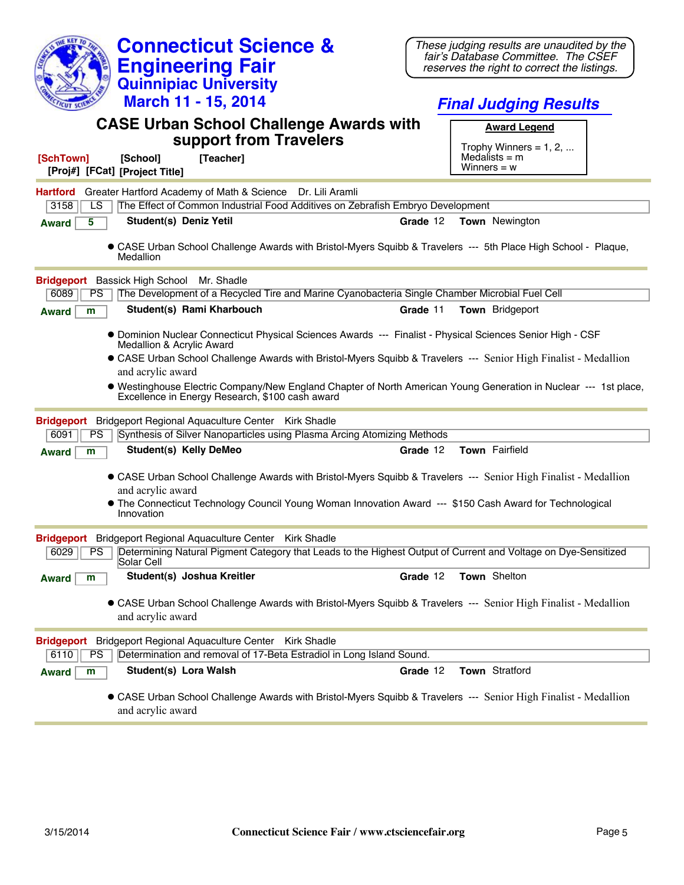# Connecticut Science & Engineering Fair
## Quinnipiac University
## March 11 - 15, 2014

*These judging results are unaudited by the fair's Database Committee. The CSEF reserves the right to correct the listings.*

## *Final Judging Results*

## CASE Urban School Challenge Awards with support from Travelers

**Award Legend**

Trophy Winners = 1, 2, ...
Medalists = m
Winners = w

**[SchTown]** **[School]** **[Teacher]**
**[Proj#]** **[FCat]** **[Project Title]**

---

**Hartford** Greater Hartford Academy of Math & Science Dr. Lili Aramli

| 3158 | LS | The Effect of Common Industrial Food Additives on Zebrafish Embryo Development |
|---|---|---|

**Award** 5 **Student(s) Deniz Yetil** **Grade** 12 **Town** Newington

- CASE Urban School Challenge Awards with Bristol-Myers Squibb & Travelers --- 5th Place High School - Plaque, Medallion

---

**Bridgeport** Bassick High School Mr. Shadle

| 6089 | PS | The Development of a Recycled Tire and Marine Cyanobacteria Single Chamber Microbial Fuel Cell |
|---|---|---|

**Award** m **Student(s) Rami Kharbouch** **Grade** 11 **Town** Bridgeport

- Dominion Nuclear Connecticut Physical Sciences Awards --- Finalist - Physical Sciences Senior High - CSF Medallion & Acrylic Award
- CASE Urban School Challenge Awards with Bristol-Myers Squibb & Travelers --- Senior High Finalist - Medallion and acrylic award
- Westinghouse Electric Company/New England Chapter of North American Young Generation in Nuclear --- 1st place, Excellence in Energy Research, $100 cash award

---

**Bridgeport** Bridgeport Regional Aquaculture Center Kirk Shadle

| 6091 | PS | Synthesis of Silver Nanoparticles using Plasma Arcing Atomizing Methods |
|---|---|---|

**Award** m **Student(s) Kelly DeMeo** **Grade** 12 **Town** Fairfield

- CASE Urban School Challenge Awards with Bristol-Myers Squibb & Travelers --- Senior High Finalist - Medallion and acrylic award
- The Connecticut Technology Council Young Woman Innovation Award --- $150 Cash Award for Technological Innovation

---

**Bridgeport** Bridgeport Regional Aquaculture Center Kirk Shadle

| 6029 | PS | Determining Natural Pigment Category that Leads to the Highest Output of Current and Voltage on Dye-Sensitized Solar Cell |
|---|---|---|

**Award** m **Student(s) Joshua Kreitler** **Grade** 12 **Town** Shelton

- CASE Urban School Challenge Awards with Bristol-Myers Squibb & Travelers --- Senior High Finalist - Medallion and acrylic award

---

**Bridgeport** Bridgeport Regional Aquaculture Center Kirk Shadle

| 6110 | PS | Determination and removal of 17-Beta Estradiol in Long Island Sound. |
|---|---|---|

**Award** m **Student(s) Lora Walsh** **Grade** 12 **Town** Stratford

- CASE Urban School Challenge Awards with Bristol-Myers Squibb & Travelers --- Senior High Finalist - Medallion and acrylic award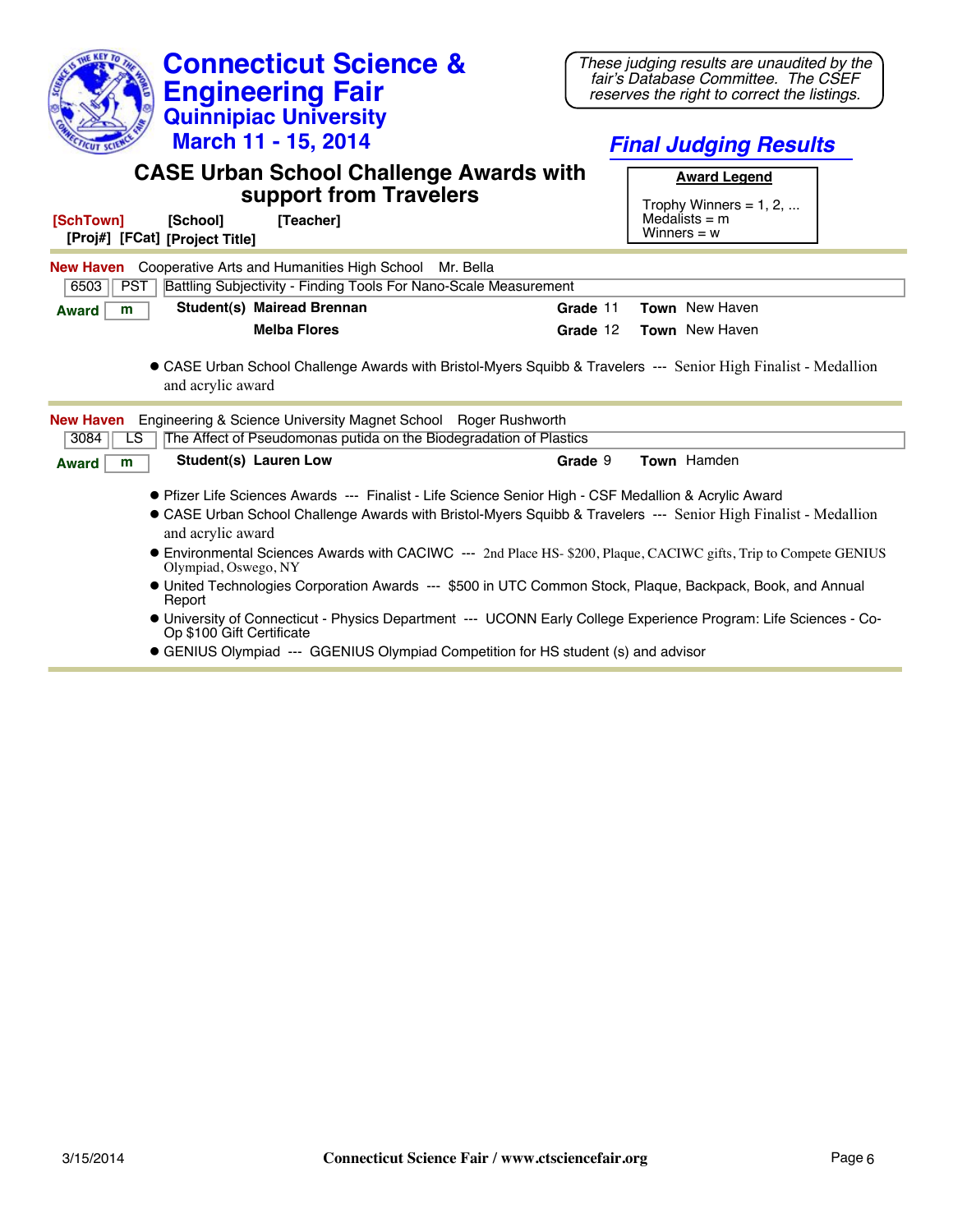# Connecticut Science & Engineering Fair

## Quinnipiac University

## March 11 - 15, 2014

*These judging results are unaudited by the fair's Database Committee. The CSEF reserves the right to correct the listings.*

***Final Judging Results***

## CASE Urban School Challenge Awards with support from Travelers

**Award Legend**

Trophy Winners = 1, 2, ...
Medalists = m
Winners = w

**[SchTown] [School] [Teacher]**
**[Proj#] [FCat] [Project Title]**

---

**New Haven** Cooperative Arts and Humanities High School Mr. Bella

6503 | PST | Battling Subjectivity - Finding Tools For Nano-Scale Measurement

**Award** m

| Student(s) | Grade | Town |
|---|---|---|
| Mairead Brennan | 11 | New Haven |
| Melba Flores | 12 | New Haven |

- CASE Urban School Challenge Awards with Bristol-Myers Squibb & Travelers --- Senior High Finalist - Medallion and acrylic award

---

**New Haven** Engineering & Science University Magnet School Roger Rushworth

3084 | LS | The Affect of Pseudomonas putida on the Biodegradation of Plastics

**Award** m

| Student(s) | Grade | Town |
|---|---|---|
| Lauren Low | 9 | Hamden |

- Pfizer Life Sciences Awards --- Finalist - Life Science Senior High - CSF Medallion & Acrylic Award
- CASE Urban School Challenge Awards with Bristol-Myers Squibb & Travelers --- Senior High Finalist - Medallion and acrylic award
- Environmental Sciences Awards with CACIWC --- 2nd Place HS- $200, Plaque, CACIWC gifts, Trip to Compete GENIUS Olympiad, Oswego, NY
- United Technologies Corporation Awards --- $500 in UTC Common Stock, Plaque, Backpack, Book, and Annual Report
- University of Connecticut - Physics Department --- UCONN Early College Experience Program: Life Sciences - Co-Op $100 Gift Certificate
- GENIUS Olympiad --- GGENIUS Olympiad Competition for HS student (s) and advisor

---

3/15/2014 Connecticut Science Fair / www.ctsciencefair.org